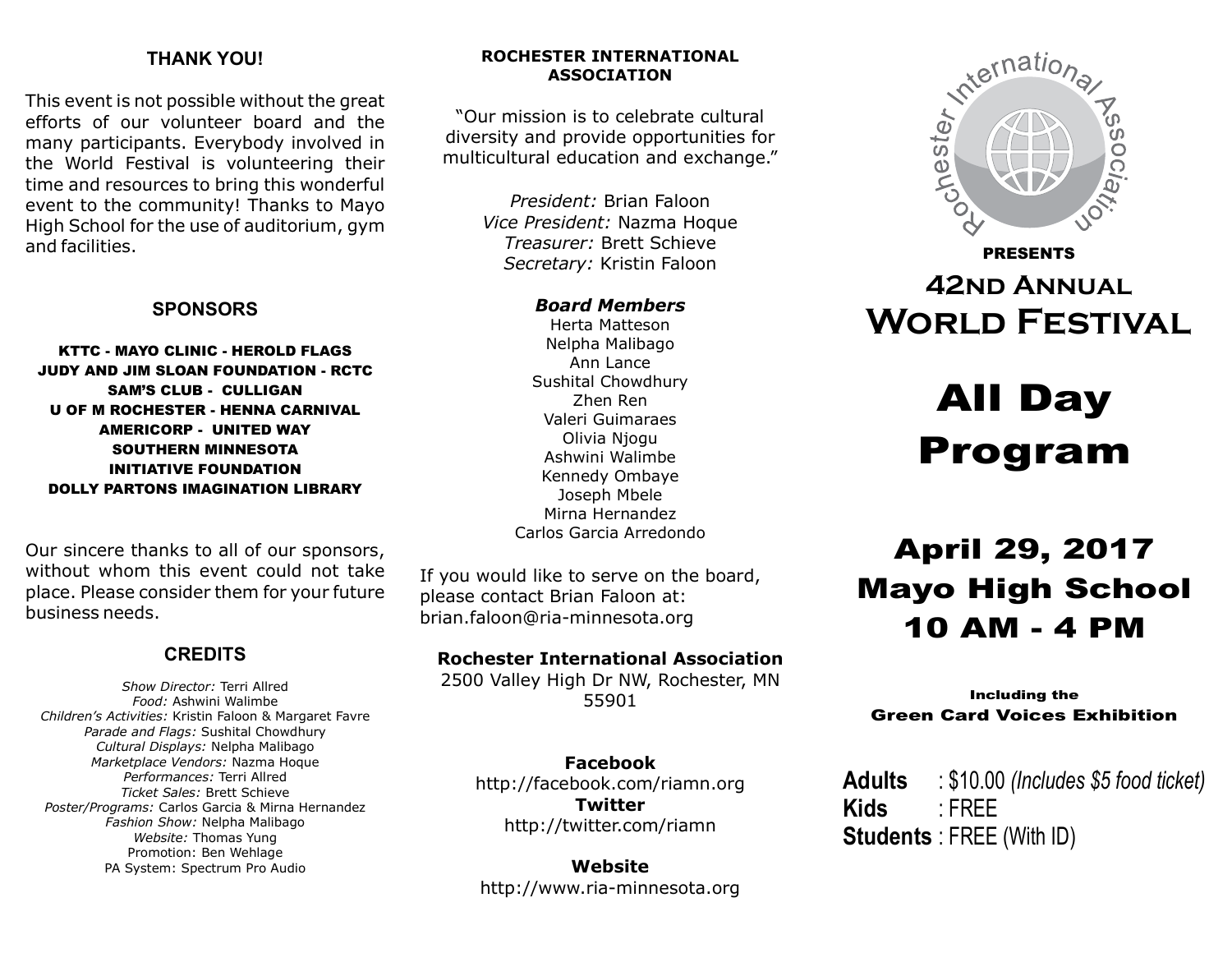## THANK YOU!

This event is not possible without the great efforts of our volunteer board and the many participants. Everybody involved in the World Festival is volunteering their time and resources to bring this wonderful event to the community! Thanks to Mayo High School for the use of auditorium, gym and facilities.

## SPONSORS

**KTTC - MAYO CLINIC - HEROLD FLAGS**
**JUDY AND JIM SLOAN FOUNDATION - RCTC**
**SAM'S CLUB - CULLIGAN**
**U OF M ROCHESTER - HENNA CARNIVAL**
**AMERICORP - UNITED WAY**
**SOUTHERN MINNESOTA**
**INITIATIVE FOUNDATION**
**DOLLY PARTONS IMAGINATION LIBRARY**

Our sincere thanks to all of our sponsors, without whom this event could not take place. Please consider them for your future business needs.

## CREDITS

*Show Director:* Terri Allred
*Food:* Ashwini Walimbe
*Children's Activities:* Kristin Faloon & Margaret Favre
*Parade and Flags:* Sushital Chowdhury
*Cultural Displays:* Nelpha Malibago
*Marketplace Vendors:* Nazma Hoque
*Performances:* Terri Allred
*Ticket Sales:* Brett Schieve
*Poster/Programs:* Carlos Garcia & Mirna Hernandez
*Fashion Show:* Nelpha Malibago
*Website:* Thomas Yung
Promotion: Ben Wehlage
PA System: Spectrum Pro Audio

## ROCHESTER INTERNATIONAL ASSOCIATION

"Our mission is to celebrate cultural diversity and provide opportunities for multicultural education and exchange."

*President:* Brian Faloon
*Vice President:* Nazma Hoque
*Treasurer:* Brett Schieve
*Secretary:* Kristin Faloon

***Board Members***

Herta Matteson
Nelpha Malibago
Ann Lance
Sushital Chowdhury
Zhen Ren
Valeri Guimaraes
Olivia Njogu
Ashwini Walimbe
Kennedy Ombaye
Joseph Mbele
Mirna Hernandez
Carlos Garcia Arredondo

If you would like to serve on the board, please contact Brian Faloon at: brian.faloon@ria-minnesota.org

**Rochester International Association**
2500 Valley High Dr NW, Rochester, MN 55901

**Facebook**
http://facebook.com/riamn.org
**Twitter**
http://twitter.com/riamn

**Website**
http://www.ria-minnesota.org

Rochester International Association

**PRESENTS**

# 42nd Annual World Festival

# All Day Program

## April 29, 2017
## Mayo High School
## 10 AM - 4 PM

**Including the**
**Green Card Voices Exhibition**

**Adults** : $10.00 *(Includes $5 food ticket)*
**Kids** : FREE
**Students** : FREE (With ID)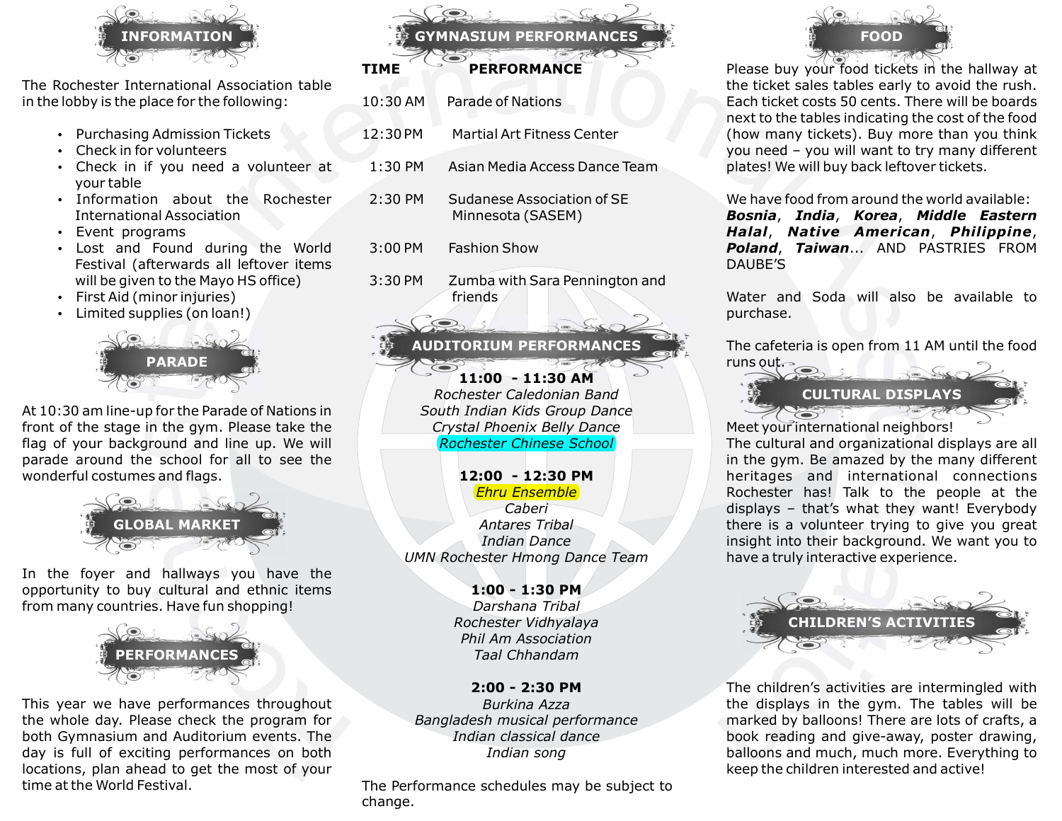## INFORMATION

The Rochester International Association table in the lobby is the place for the following:

- Purchasing Admission Tickets
- Check in for volunteers
- Check in if you need a volunteer at your table
- Information about the Rochester International Association
- Event programs
- Lost and Found during the World Festival (afterwards all leftover items will be given to the Mayo HS office)
- First Aid (minor injuries)
- Limited supplies (on loan!)

## PARADE

At 10:30 am line-up for the Parade of Nations in front of the stage in the gym. Please take the flag of your background and line up. We will parade around the school for all to see the wonderful costumes and flags.

## GLOBAL MARKET

In the foyer and hallways you have the opportunity to buy cultural and ethnic items from many countries. Have fun shopping!

## PERFORMANCES

This year we have performances throughout the whole day. Please check the program for both Gymnasium and Auditorium events. The day is full of exciting performances on both locations, plan ahead to get the most of your time at the World Festival.

## GYMNASIUM PERFORMANCES

| TIME | PERFORMANCE |
|---|---|
| 10:30 AM | Parade of Nations |
| 12:30 PM | Martial Art Fitness Center |
| 1:30 PM | Asian Media Access Dance Team |
| 2:30 PM | Sudanese Association of SE Minnesota (SASEM) |
| 3:00 PM | Fashion Show |
| 3:30 PM | Zumba with Sara Pennington and friends |

## AUDITORIUM PERFORMANCES

**11:00 - 11:30 AM**

*Rochester Caledonian Band*
*South Indian Kids Group Dance*
*Crystal Phoenix Belly Dance*
*Rochester Chinese School*

**12:00 - 12:30 PM**

*Ehru Ensemble*
*Caberi*
*Antares Tribal*
*Indian Dance*
*UMN Rochester Hmong Dance Team*

**1:00 - 1:30 PM**

*Darshana Tribal*
*Rochester Vidhyalaya*
*Phil Am Association*
*Taal Chhandam*

**2:00 - 2:30 PM**

*Burkina Azza*
*Bangladesh musical performance*
*Indian classical dance*
*Indian song*

The Performance schedules may be subject to change.

## FOOD

Please buy your food tickets in the hallway at the ticket sales tables early to avoid the rush. Each ticket costs 50 cents. There will be boards next to the tables indicating the cost of the food (how many tickets). Buy more than you think you need – you will want to try many different plates! We will buy back leftover tickets.

We have food from around the world available: ***Bosnia***, ***India***, ***Korea***, ***Middle Eastern Halal***, ***Native American***, ***Philippine***, ***Poland***, ***Taiwan***... AND PASTRIES FROM DAUBE'S

Water and Soda will also be available to purchase.

The cafeteria is open from 11 AM until the food runs out.

## CULTURAL DISPLAYS

Meet your international neighbors!
The cultural and organizational displays are all in the gym. Be amazed by the many different heritages and international connections Rochester has! Talk to the people at the displays – that's what they want! Everybody there is a volunteer trying to give you great insight into their background. We want you to have a truly interactive experience.

## CHILDREN'S ACTIVITIES

The children's activities are intermingled with the displays in the gym. The tables will be marked by balloons! There are lots of crafts, a book reading and give-away, poster drawing, balloons and much, much more. Everything to keep the children interested and active!